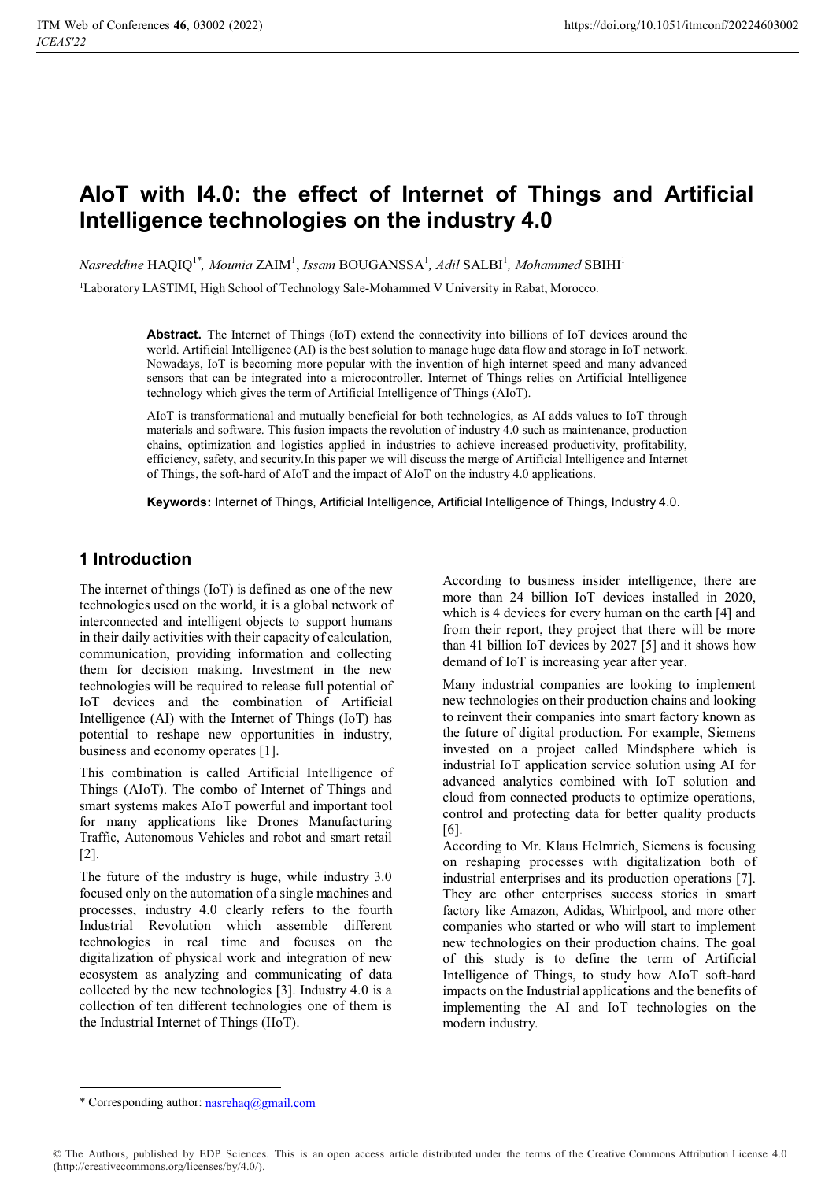# AIoT with I4.0: the effect of Internet of Things and Artificial Intelligence technologies on the industry 4.0

*Nasreddine* HAQIQ[1*], *Mounia* ZAIM[1], *Issam* BOUGANSSA[1], *Adil* SALBI[1], *Mohammed* SBIHI[1]

[1]Laboratory LASTIMI, High School of Technology Sale-Mohammed V University in Rabat, Morocco.

**Abstract.** The Internet of Things (IoT) extend the connectivity into billions of IoT devices around the world. Artificial Intelligence (AI) is the best solution to manage huge data flow and storage in IoT network. Nowadays, IoT is becoming more popular with the invention of high internet speed and many advanced sensors that can be integrated into a microcontroller. Internet of Things relies on Artificial Intelligence technology which gives the term of Artificial Intelligence of Things (AIoT).

AIoT is transformational and mutually beneficial for both technologies, as AI adds values to IoT through materials and software. This fusion impacts the revolution of industry 4.0 such as maintenance, production chains, optimization and logistics applied in industries to achieve increased productivity, profitability, efficiency, safety, and security.In this paper we will discuss the merge of Artificial Intelligence and Internet of Things, the soft-hard of AIoT and the impact of AIoT on the industry 4.0 applications.

**Keywords:** Internet of Things, Artificial Intelligence, Artificial Intelligence of Things, Industry 4.0.

## 1 Introduction

The internet of things (IoT) is defined as one of the new technologies used on the world, it is a global network of interconnected and intelligent objects to support humans in their daily activities with their capacity of calculation, communication, providing information and collecting them for decision making. Investment in the new technologies will be required to release full potential of IoT devices and the combination of Artificial Intelligence (AI) with the Internet of Things (IoT) has potential to reshape new opportunities in industry, business and economy operates [1].

This combination is called Artificial Intelligence of Things (AIoT). The combo of Internet of Things and smart systems makes AIoT powerful and important tool for many applications like Drones Manufacturing Traffic, Autonomous Vehicles and robot and smart retail [2].

The future of the industry is huge, while industry 3.0 focused only on the automation of a single machines and processes, industry 4.0 clearly refers to the fourth Industrial Revolution which assemble different technologies in real time and focuses on the digitalization of physical work and integration of new ecosystem as analyzing and communicating of data collected by the new technologies [3]. Industry 4.0 is a collection of ten different technologies one of them is the Industrial Internet of Things (IIoT).

According to business insider intelligence, there are more than 24 billion IoT devices installed in 2020, which is 4 devices for every human on the earth [4] and from their report, they project that there will be more than 41 billion IoT devices by 2027 [5] and it shows how demand of IoT is increasing year after year.

Many industrial companies are looking to implement new technologies on their production chains and looking to reinvent their companies into smart factory known as the future of digital production. For example, Siemens invested on a project called Mindsphere which is industrial IoT application service solution using AI for advanced analytics combined with IoT solution and cloud from connected products to optimize operations, control and protecting data for better quality products [6].

According to Mr. Klaus Helmrich, Siemens is focusing on reshaping processes with digitalization both of industrial enterprises and its production operations [7]. They are other enterprises success stories in smart factory like Amazon, Adidas, Whirlpool, and more other companies who started or who will start to implement new technologies on their production chains. The goal of this study is to define the term of Artificial Intelligence of Things, to study how AIoT soft-hard impacts on the Industrial applications and the benefits of implementing the AI and IoT technologies on the modern industry.

* Corresponding author: nasrehaq@gmail.com

© The Authors, published by EDP Sciences. This is an open access article distributed under the terms of the Creative Commons Attribution License 4.0 (http://creativecommons.org/licenses/by/4.0/).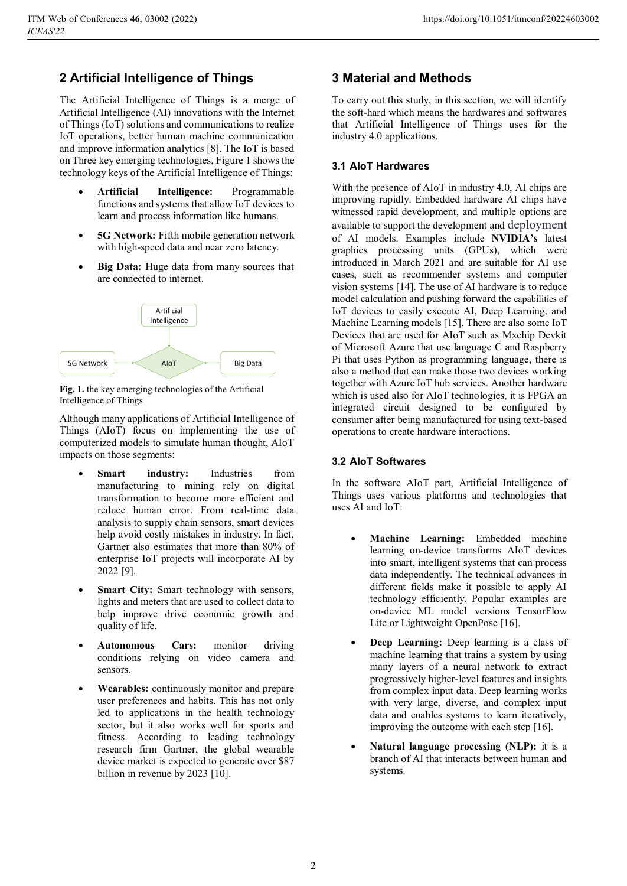## 2 Artificial Intelligence of Things

The Artificial Intelligence of Things is a merge of Artificial Intelligence (AI) innovations with the Internet of Things (IoT) solutions and communications to realize IoT operations, better human machine communication and improve information analytics [8]. The IoT is based on Three key emerging technologies, Figure 1 shows the technology keys of the Artificial Intelligence of Things:

- **Artificial Intelligence:** Programmable functions and systems that allow IoT devices to learn and process information like humans.
- **5G Network:** Fifth mobile generation network with high-speed data and near zero latency.
- **Big Data:** Huge data from many sources that are connected to internet.

**Fig. 1.** the key emerging technologies of the Artificial Intelligence of Things

Although many applications of Artificial Intelligence of Things (AIoT) focus on implementing the use of computerized models to simulate human thought, AIoT impacts on those segments:

- **Smart industry:** Industries from manufacturing to mining rely on digital transformation to become more efficient and reduce human error. From real-time data analysis to supply chain sensors, smart devices help avoid costly mistakes in industry. In fact, Gartner also estimates that more than 80% of enterprise IoT projects will incorporate AI by 2022 [9].
- **Smart City:** Smart technology with sensors, lights and meters that are used to collect data to help improve drive economic growth and quality of life.
- **Autonomous Cars:** monitor driving conditions relying on video camera and sensors.
- **Wearables:** continuously monitor and prepare user preferences and habits. This has not only led to applications in the health technology sector, but it also works well for sports and fitness. According to leading technology research firm Gartner, the global wearable device market is expected to generate over $87 billion in revenue by 2023 [10].

## 3 Material and Methods

To carry out this study, in this section, we will identify the soft-hard which means the hardwares and softwares that Artificial Intelligence of Things uses for the industry 4.0 applications.

### 3.1 AIoT Hardwares

With the presence of AIoT in industry 4.0, AI chips are improving rapidly. Embedded hardware AI chips have witnessed rapid development, and multiple options are available to support the development and deployment of AI models. Examples include **NVIDIA's** latest graphics processing units (GPUs), which were introduced in March 2021 and are suitable for AI use cases, such as recommender systems and computer vision systems [14]. The use of AI hardware is to reduce model calculation and pushing forward the capabilities of IoT devices to easily execute AI, Deep Learning, and Machine Learning models [15]. There are also some IoT Devices that are used for AIoT such as Mxchip Devkit of Microsoft Azure that use language C and Raspberry Pi that uses Python as programming language, there is also a method that can make those two devices working together with Azure IoT hub services. Another hardware which is used also for AIoT technologies, it is FPGA an integrated circuit designed to be configured by consumer after being manufactured for using text-based operations to create hardware interactions.

### 3.2 AIoT Softwares

In the software AIoT part, Artificial Intelligence of Things uses various platforms and technologies that uses AI and IoT:

- **Machine Learning:** Embedded machine learning on-device transforms AIoT devices into smart, intelligent systems that can process data independently. The technical advances in different fields make it possible to apply AI technology efficiently. Popular examples are on-device ML model versions TensorFlow Lite or Lightweight OpenPose [16].
- **Deep Learning:** Deep learning is a class of machine learning that trains a system by using many layers of a neural network to extract progressively higher-level features and insights from complex input data. Deep learning works with very large, diverse, and complex input data and enables systems to learn iteratively, improving the outcome with each step [16].
- **Natural language processing (NLP):** it is a branch of AI that interacts between human and systems.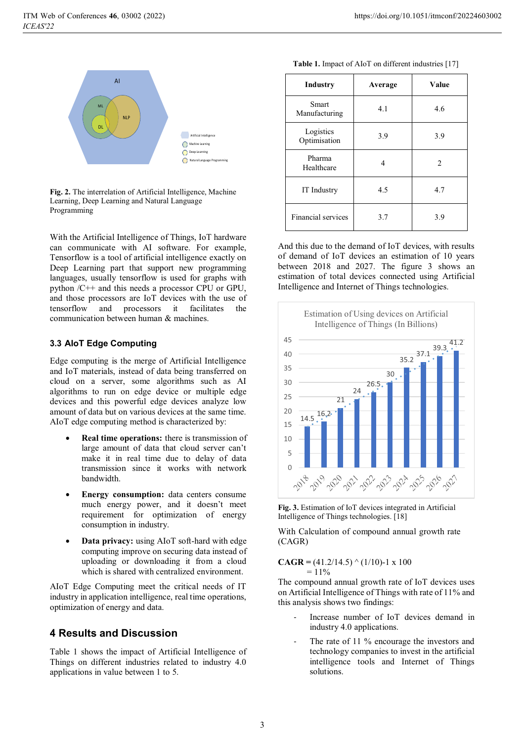Fig. 2. The interrelation of Artificial Intelligence, Machine Learning, Deep Learning and Natural Language Programming

With the Artificial Intelligence of Things, IoT hardware can communicate with AI software. For example, Tensorflow is a tool of artificial intelligence exactly on Deep Learning part that support new programming languages, usually tensorflow is used for graphs with python /C++ and this needs a processor CPU or GPU, and those processors are IoT devices with the use of tensorflow and processors it facilitates the communication between human & machines.

### 3.3 AIoT Edge Computing

Edge computing is the merge of Artificial Intelligence and IoT materials, instead of data being transferred on cloud on a server, some algorithms such as AI algorithms to run on edge device or multiple edge devices and this powerful edge devices analyze low amount of data but on various devices at the same time. AIoT edge computing method is characterized by:

- **Real time operations:** there is transmission of large amount of data that cloud server can't make it in real time due to delay of data transmission since it works with network bandwidth.
- **Energy consumption:** data centers consume much energy power, and it doesn't meet requirement for optimization of energy consumption in industry.
- **Data privacy:** using AIoT soft-hard with edge computing improve on securing data instead of uploading or downloading it from a cloud which is shared with centralized environment.

AIoT Edge Computing meet the critical needs of IT industry in application intelligence, real time operations, optimization of energy and data.

## 4 Results and Discussion

Table 1 shows the impact of Artificial Intelligence of Things on different industries related to industry 4.0 applications in value between 1 to 5.

**Table 1.** Impact of AIoT on different industries [17]

| Industry | Average | Value |
|---|---|---|
| Smart Manufacturing | 4.1 | 4.6 |
| Logistics Optimisation | 3.9 | 3.9 |
| Pharma Healthcare | 4 | 2 |
| IT Industry | 4.5 | 4.7 |
| Financial services | 3.7 | 3.9 |

And this due to the demand of IoT devices, with results of demand of IoT devices an estimation of 10 years between 2018 and 2027. The figure 3 shows an estimation of total devices connected using Artificial Intelligence and Internet of Things technologies.

**Fig. 3.** Estimation of IoT devices integrated in Artificial Intelligence of Things technologies. [18]

With Calculation of compound annual growth rate (CAGR)

**CAGR** = (41.2/14.5) ^ (1/10)-1 x 100
= 11%

The compound annual growth rate of IoT devices uses on Artificial Intelligence of Things with rate of 11% and this analysis shows two findings:

- Increase number of IoT devices demand in industry 4.0 applications.
- The rate of 11 % encourage the investors and technology companies to invest in the artificial intelligence tools and Internet of Things solutions.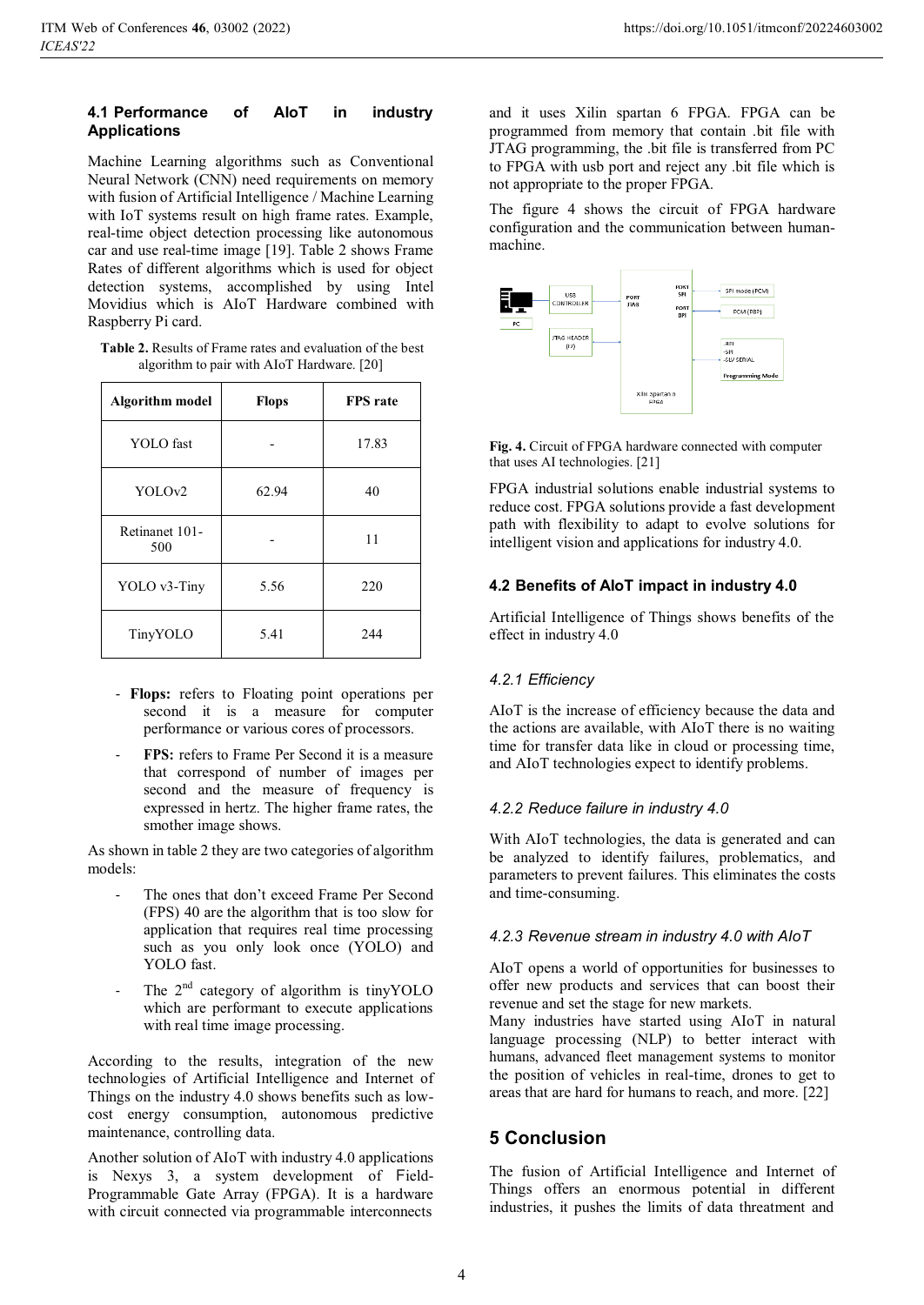### 4.1 Performance of AIoT in industry Applications

Machine Learning algorithms such as Conventional Neural Network (CNN) need requirements on memory with fusion of Artificial Intelligence / Machine Learning with IoT systems result on high frame rates. Example, real-time object detection processing like autonomous car and use real-time image [19]. Table 2 shows Frame Rates of different algorithms which is used for object detection systems, accomplished by using Intel Movidius which is AIoT Hardware combined with Raspberry Pi card.

**Table 2.** Results of Frame rates and evaluation of the best algorithm to pair with AIoT Hardware. [20]

| Algorithm model | Flops | FPS rate |
|---|---|---|
| YOLO fast | - | 17.83 |
| YOLOv2 | 62.94 | 40 |
| Retinanet 101-500 | - | 11 |
| YOLO v3-Tiny | 5.56 | 220 |
| TinyYOLO | 5.41 | 244 |

- **Flops:** refers to Floating point operations per second it is a measure for computer performance or various cores of processors.
- **FPS:** refers to Frame Per Second it is a measure that correspond of number of images per second and the measure of frequency is expressed in hertz. The higher frame rates, the smother image shows.

As shown in table 2 they are two categories of algorithm models:

- The ones that don't exceed Frame Per Second (FPS) 40 are the algorithm that is too slow for application that requires real time processing such as you only look once (YOLO) and YOLO fast.
- The 2nd category of algorithm is tinyYOLO which are performant to execute applications with real time image processing.

According to the results, integration of the new technologies of Artificial Intelligence and Internet of Things on the industry 4.0 shows benefits such as low-cost energy consumption, autonomous predictive maintenance, controlling data.

Another solution of AIoT with industry 4.0 applications is Nexys 3, a system development of Field-Programmable Gate Array (FPGA). It is a hardware with circuit connected via programmable interconnects and it uses Xilin spartan 6 FPGA. FPGA can be programmed from memory that contain .bit file with JTAG programming, the .bit file is transferred from PC to FPGA with usb port and reject any .bit file which is not appropriate to the proper FPGA.

The figure 4 shows the circuit of FPGA hardware configuration and the communication between human-machine.

**Fig. 4.** Circuit of FPGA hardware connected with computer that uses AI technologies. [21]

FPGA industrial solutions enable industrial systems to reduce cost. FPGA solutions provide a fast development path with flexibility to adapt to evolve solutions for intelligent vision and applications for industry 4.0.

### 4.2 Benefits of AIoT impact in industry 4.0

Artificial Intelligence of Things shows benefits of the effect in industry 4.0

#### *4.2.1 Efficiency*

AIoT is the increase of efficiency because the data and the actions are available, with AIoT there is no waiting time for transfer data like in cloud or processing time, and AIoT technologies expect to identify problems.

#### *4.2.2 Reduce failure in industry 4.0*

With AIoT technologies, the data is generated and can be analyzed to identify failures, problematics, and parameters to prevent failures. This eliminates the costs and time-consuming.

#### *4.2.3 Revenue stream in industry 4.0 with AIoT*

AIoT opens a world of opportunities for businesses to offer new products and services that can boost their revenue and set the stage for new markets.
Many industries have started using AIoT in natural language processing (NLP) to better interact with humans, advanced fleet management systems to monitor the position of vehicles in real-time, drones to get to areas that are hard for humans to reach, and more. [22]

## 5 Conclusion

The fusion of Artificial Intelligence and Internet of Things offers an enormous potential in different industries, it pushes the limits of data threatment and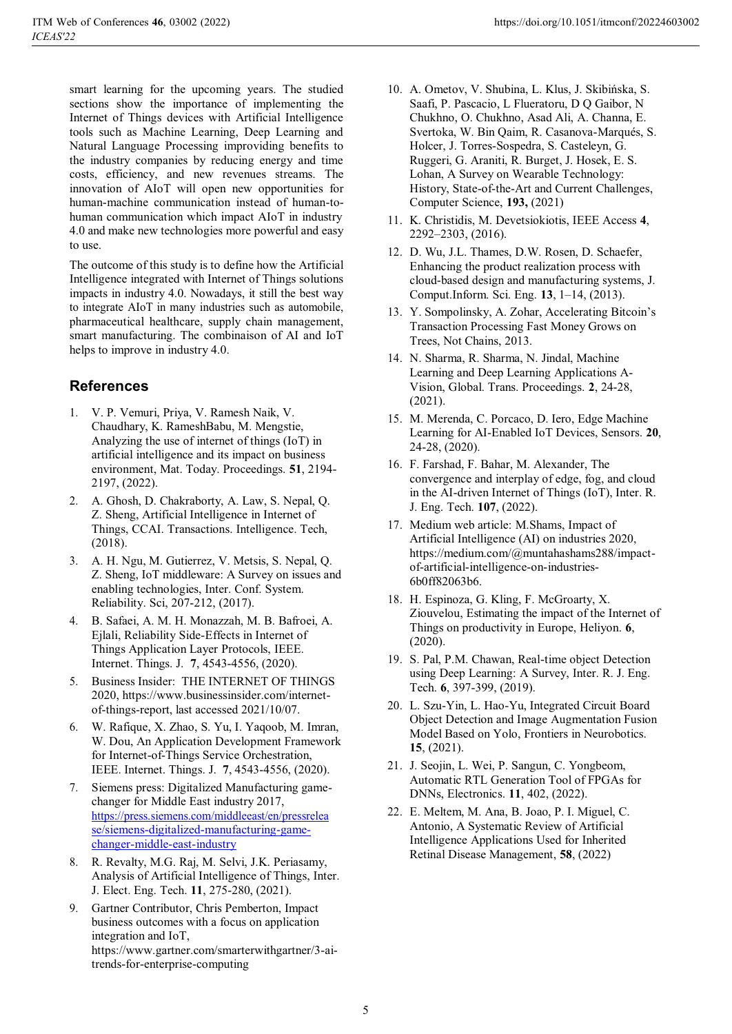smart learning for the upcoming years. The studied sections show the importance of implementing the Internet of Things devices with Artificial Intelligence tools such as Machine Learning, Deep Learning and Natural Language Processing improviding benefits to the industry companies by reducing energy and time costs, efficiency, and new revenues streams. The innovation of AIoT will open new opportunities for human-machine communication instead of human-to-human communication which impact AIoT in industry 4.0 and make new technologies more powerful and easy to use.

The outcome of this study is to define how the Artificial Intelligence integrated with Internet of Things solutions impacts in industry 4.0. Nowadays, it still the best way to integrate AIoT in many industries such as automobile, pharmaceutical healthcare, supply chain management, smart manufacturing. The combinaison of AI and IoT helps to improve in industry 4.0.

## References

1. V. P. Vemuri, Priya, V. Ramesh Naik, V. Chaudhary, K. RameshBabu, M. Mengstie, Analyzing the use of internet of things (IoT) in artificial intelligence and its impact on business environment, Mat. Today. Proceedings. **51**, 2194-2197, (2022).
2. A. Ghosh, D. Chakraborty, A. Law, S. Nepal, Q. Z. Sheng, Artificial Intelligence in Internet of Things, CCAI. Transactions. Intelligence. Tech, (2018).
3. A. H. Ngu, M. Gutierrez, V. Metsis, S. Nepal, Q. Z. Sheng, IoT middleware: A Survey on issues and enabling technologies, Inter. Conf. System. Reliability. Sci, 207-212, (2017).
4. B. Safaei, A. M. H. Monazzah, M. B. Bafroei, A. Ejlali, Reliability Side-Effects in Internet of Things Application Layer Protocols, IEEE. Internet. Things. J. **7**, 4543-4556, (2020).
5. Business Insider: THE INTERNET OF THINGS 2020, https://www.businessinsider.com/internet-of-things-report, last accessed 2021/10/07.
6. W. Rafique, X. Zhao, S. Yu, I. Yaqoob, M. Imran, W. Dou, An Application Development Framework for Internet-of-Things Service Orchestration, IEEE. Internet. Things. J. **7**, 4543-4556, (2020).
7. Siemens press: Digitalized Manufacturing game-changer for Middle East industry 2017, https://press.siemens.com/middleeast/en/pressrelease/siemens-digitalized-manufacturing-game-changer-middle-east-industry
8. R. Revalty, M.G. Raj, M. Selvi, J.K. Periasamy, Analysis of Artificial Intelligence of Things, Inter. J. Elect. Eng. Tech. **11**, 275-280, (2021).
9. Gartner Contributor, Chris Pemberton, Impact business outcomes with a focus on application integration and IoT, https://www.gartner.com/smarterwithgartner/3-ai-trends-for-enterprise-computing
10. A. Ometov, V. Shubina, L. Klus, J. Skibińska, S. Saafi, P. Pascacio, L Flueratoru, D Q Gaibor, N Chukhno, O. Chukhno, Asad Ali, A. Channa, E. Svertoka, W. Bin Qaim, R. Casanova-Marqués, S. Holcer, J. Torres-Sospedra, S. Casteleyn, G. Ruggeri, G. Araniti, R. Burget, J. Hosek, E. S. Lohan, A Survey on Wearable Technology: History, State-of-the-Art and Current Challenges, Computer Science, **193,** (2021)
11. K. Christidis, M. Devetsiokiotis, IEEE Access **4**, 2292–2303, (2016).
12. D. Wu, J.L. Thames, D.W. Rosen, D. Schaefer, Enhancing the product realization process with cloud-based design and manufacturing systems, J. Comput.Inform. Sci. Eng. **13**, 1–14, (2013).
13. Y. Sompolinsky, A. Zohar, Accelerating Bitcoin's Transaction Processing Fast Money Grows on Trees, Not Chains, 2013.
14. N. Sharma, R. Sharma, N. Jindal, Machine Learning and Deep Learning Applications A-Vision, Global. Trans. Proceedings. **2**, 24-28, (2021).
15. M. Merenda, C. Porcaco, D. Iero, Edge Machine Learning for AI-Enabled IoT Devices, Sensors. **20**, 24-28, (2020).
16. F. Farshad, F. Bahar, M. Alexander, The convergence and interplay of edge, fog, and cloud in the AI-driven Internet of Things (IoT), Inter. R. J. Eng. Tech. **107**, (2022).
17. Medium web article: M.Shams, Impact of Artificial Intelligence (AI) on industries 2020, https://medium.com/@muntahashams288/impact-of-artificial-intelligence-on-industries-6b0ff82063b6.
18. H. Espinoza, G. Kling, F. McGroarty, X. Ziouvelou, Estimating the impact of the Internet of Things on productivity in Europe, Heliyon. **6**, (2020).
19. S. Pal, P.M. Chawan, Real-time object Detection using Deep Learning: A Survey, Inter. R. J. Eng. Tech. **6**, 397-399, (2019).
20. L. Szu-Yin, L. Hao-Yu, Integrated Circuit Board Object Detection and Image Augmentation Fusion Model Based on Yolo, Frontiers in Neurobotics. **15**, (2021).
21. J. Seojin, L. Wei, P. Sangun, C. Yongbeom, Automatic RTL Generation Tool of FPGAs for DNNs, Electronics. **11**, 402, (2022).
22. E. Meltem, M. Ana, B. Joao, P. I. Miguel, C. Antonio, A Systematic Review of Artificial Intelligence Applications Used for Inherited Retinal Disease Management, **58**, (2022)